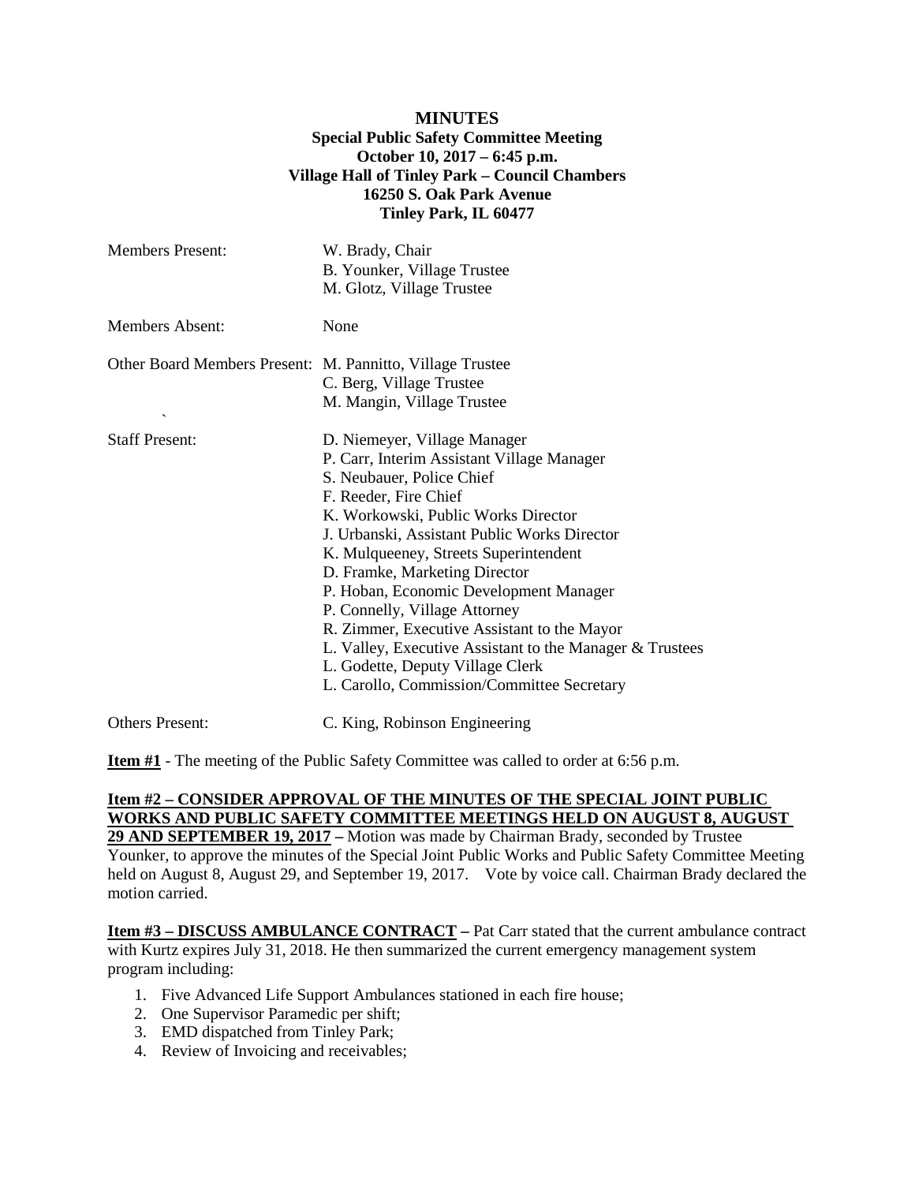# MINUTES

**Special Public Safety Committee Meeting**
**October 10, 2017 – 6:45 p.m.**
**Village Hall of Tinley Park – Council Chambers**
**16250 S. Oak Park Avenue**
**Tinley Park, IL 60477**

| | |
|---|---|
| Members Present: | W. Brady, Chair<br>B. Younker, Village Trustee<br>M. Glotz, Village Trustee |
| Members Absent: | None |
| Other Board Members Present: | M. Pannitto, Village Trustee<br>C. Berg, Village Trustee<br>M. Mangin, Village Trustee |
| Staff Present: | D. Niemeyer, Village Manager<br>P. Carr, Interim Assistant Village Manager<br>S. Neubauer, Police Chief<br>F. Reeder, Fire Chief<br>K. Workowski, Public Works Director<br>J. Urbanski, Assistant Public Works Director<br>K. Mulqueeney, Streets Superintendent<br>D. Framke, Marketing Director<br>P. Hoban, Economic Development Manager<br>P. Connelly, Village Attorney<br>R. Zimmer, Executive Assistant to the Mayor<br>L. Valley, Executive Assistant to the Manager & Trustees<br>L. Godette, Deputy Village Clerk<br>L. Carollo, Commission/Committee Secretary |
| Others Present: | C. King, Robinson Engineering |

**Item #1** - The meeting of the Public Safety Committee was called to order at 6:56 p.m.

**Item #2 – CONSIDER APPROVAL OF THE MINUTES OF THE SPECIAL JOINT PUBLIC WORKS AND PUBLIC SAFETY COMMITTEE MEETINGS HELD ON AUGUST 8, AUGUST 29 AND SEPTEMBER 19, 2017 –** Motion was made by Chairman Brady, seconded by Trustee Younker, to approve the minutes of the Special Joint Public Works and Public Safety Committee Meeting held on August 8, August 29, and September 19, 2017. Vote by voice call. Chairman Brady declared the motion carried.

**Item #3 – DISCUSS AMBULANCE CONTRACT –** Pat Carr stated that the current ambulance contract with Kurtz expires July 31, 2018. He then summarized the current emergency management system program including:

1. Five Advanced Life Support Ambulances stationed in each fire house;
2. One Supervisor Paramedic per shift;
3. EMD dispatched from Tinley Park;
4. Review of Invoicing and receivables;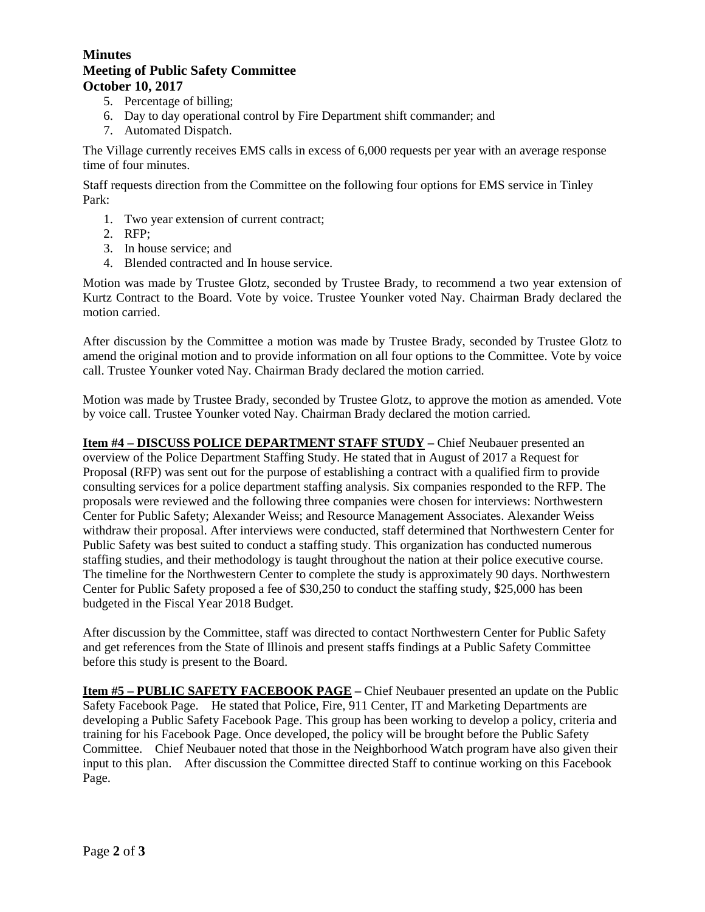5. Percentage of billing;
6. Day to day operational control by Fire Department shift commander; and
7. Automated Dispatch.

The Village currently receives EMS calls in excess of 6,000 requests per year with an average response time of four minutes.

Staff requests direction from the Committee on the following four options for EMS service in Tinley Park:

1. Two year extension of current contract;
2. RFP;
3. In house service; and
4. Blended contracted and In house service.

Motion was made by Trustee Glotz, seconded by Trustee Brady, to recommend a two year extension of Kurtz Contract to the Board. Vote by voice. Trustee Younker voted Nay. Chairman Brady declared the motion carried.

After discussion by the Committee a motion was made by Trustee Brady, seconded by Trustee Glotz to amend the original motion and to provide information on all four options to the Committee. Vote by voice call. Trustee Younker voted Nay. Chairman Brady declared the motion carried.

Motion was made by Trustee Brady, seconded by Trustee Glotz, to approve the motion as amended. Vote by voice call. Trustee Younker voted Nay. Chairman Brady declared the motion carried.

**<u>Item #4 – DISCUSS POLICE DEPARTMENT STAFF STUDY</u> –** Chief Neubauer presented an overview of the Police Department Staffing Study. He stated that in August of 2017 a Request for Proposal (RFP) was sent out for the purpose of establishing a contract with a qualified firm to provide consulting services for a police department staffing analysis. Six companies responded to the RFP. The proposals were reviewed and the following three companies were chosen for interviews: Northwestern Center for Public Safety; Alexander Weiss; and Resource Management Associates. Alexander Weiss withdraw their proposal. After interviews were conducted, staff determined that Northwestern Center for Public Safety was best suited to conduct a staffing study. This organization has conducted numerous staffing studies, and their methodology is taught throughout the nation at their police executive course. The timeline for the Northwestern Center to complete the study is approximately 90 days. Northwestern Center for Public Safety proposed a fee of $30,250 to conduct the staffing study, $25,000 has been budgeted in the Fiscal Year 2018 Budget.

After discussion by the Committee, staff was directed to contact Northwestern Center for Public Safety and get references from the State of Illinois and present staffs findings at a Public Safety Committee before this study is present to the Board.

**<u>Item #5 – PUBLIC SAFETY FACEBOOK PAGE</u> –** Chief Neubauer presented an update on the Public Safety Facebook Page. He stated that Police, Fire, 911 Center, IT and Marketing Departments are developing a Public Safety Facebook Page. This group has been working to develop a policy, criteria and training for his Facebook Page. Once developed, the policy will be brought before the Public Safety Committee. Chief Neubauer noted that those in the Neighborhood Watch program have also given their input to this plan. After discussion the Committee directed Staff to continue working on this Facebook Page.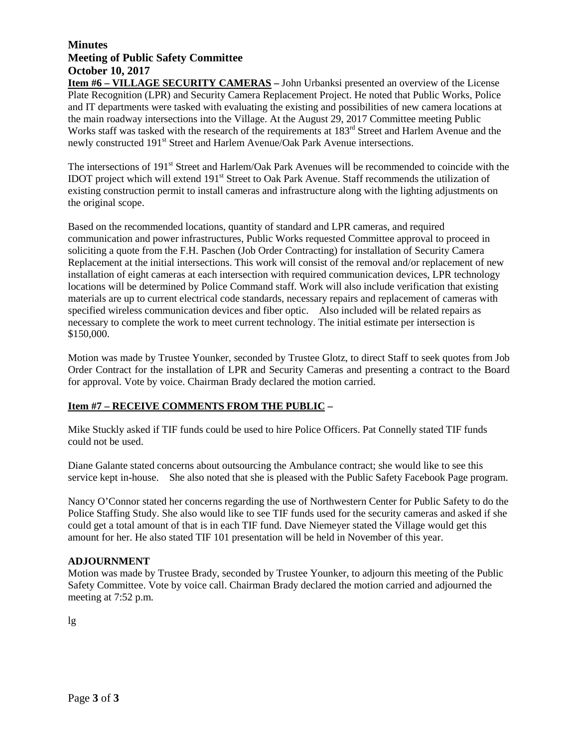**Minutes**
**Meeting of Public Safety Committee**
**October 10, 2017**

**Item #6 – VILLAGE SECURITY CAMERAS –** John Urbanksi presented an overview of the License Plate Recognition (LPR) and Security Camera Replacement Project. He noted that Public Works, Police and IT departments were tasked with evaluating the existing and possibilities of new camera locations at the main roadway intersections into the Village. At the August 29, 2017 Committee meeting Public Works staff was tasked with the research of the requirements at 183rd Street and Harlem Avenue and the newly constructed 191st Street and Harlem Avenue/Oak Park Avenue intersections.

The intersections of 191st Street and Harlem/Oak Park Avenues will be recommended to coincide with the IDOT project which will extend 191st Street to Oak Park Avenue. Staff recommends the utilization of existing construction permit to install cameras and infrastructure along with the lighting adjustments on the original scope.

Based on the recommended locations, quantity of standard and LPR cameras, and required communication and power infrastructures, Public Works requested Committee approval to proceed in soliciting a quote from the F.H. Paschen (Job Order Contracting) for installation of Security Camera Replacement at the initial intersections. This work will consist of the removal and/or replacement of new installation of eight cameras at each intersection with required communication devices, LPR technology locations will be determined by Police Command staff. Work will also include verification that existing materials are up to current electrical code standards, necessary repairs and replacement of cameras with specified wireless communication devices and fiber optic. Also included will be related repairs as necessary to complete the work to meet current technology. The initial estimate per intersection is $150,000.

Motion was made by Trustee Younker, seconded by Trustee Glotz, to direct Staff to seek quotes from Job Order Contract for the installation of LPR and Security Cameras and presenting a contract to the Board for approval. Vote by voice. Chairman Brady declared the motion carried.

**Item #7 – RECEIVE COMMENTS FROM THE PUBLIC –**

Mike Stuckly asked if TIF funds could be used to hire Police Officers. Pat Connelly stated TIF funds could not be used.

Diane Galante stated concerns about outsourcing the Ambulance contract; she would like to see this service kept in-house. She also noted that she is pleased with the Public Safety Facebook Page program.

Nancy O'Connor stated her concerns regarding the use of Northwestern Center for Public Safety to do the Police Staffing Study. She also would like to see TIF funds used for the security cameras and asked if she could get a total amount of that is in each TIF fund. Dave Niemeyer stated the Village would get this amount for her. He also stated TIF 101 presentation will be held in November of this year.

**ADJOURNMENT**

Motion was made by Trustee Brady, seconded by Trustee Younker, to adjourn this meeting of the Public Safety Committee. Vote by voice call. Chairman Brady declared the motion carried and adjourned the meeting at 7:52 p.m.

lg